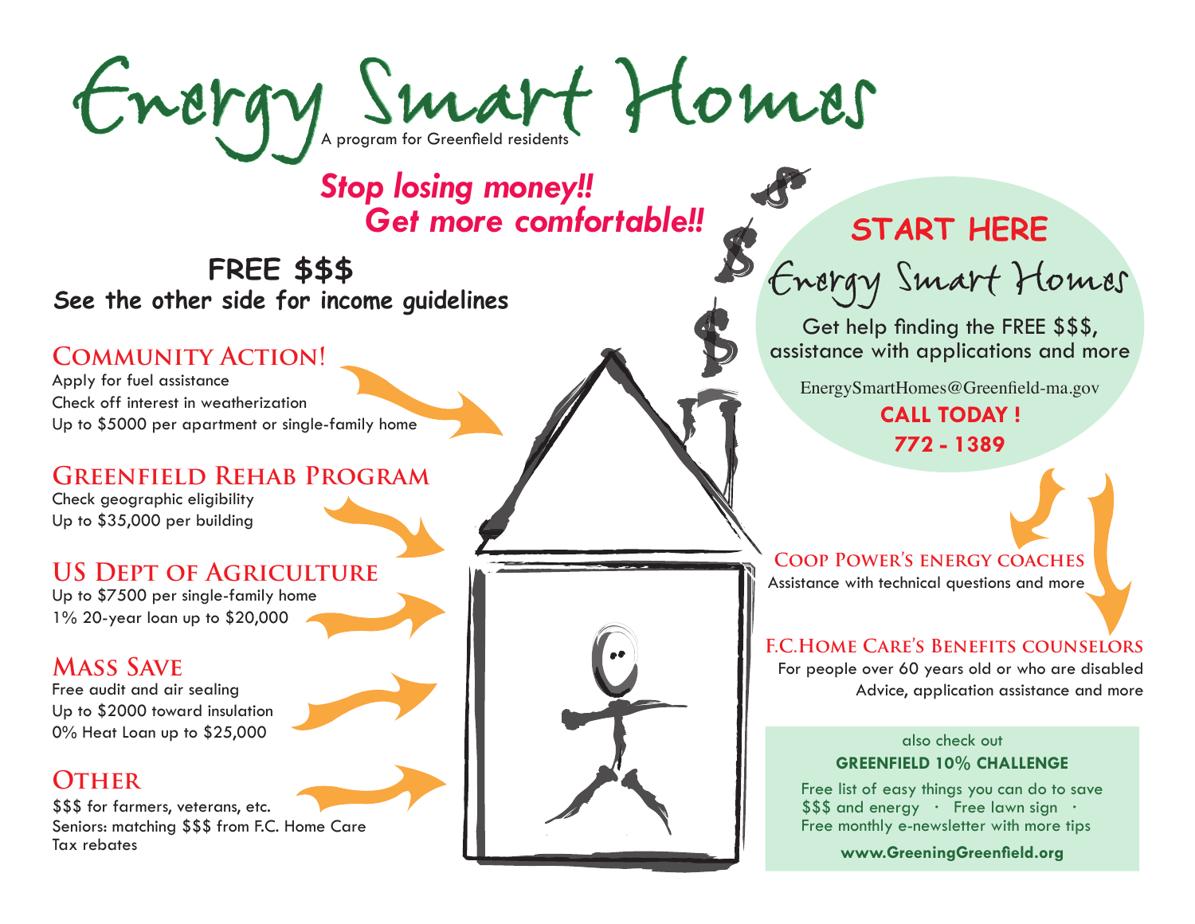# Energy Smart Homes

A program for Greenfield residents

***Stop losing money!! Get more comfortable!!***

## FREE $$$

**See the other side for income guidelines**

### Community Action!

Apply for fuel assistance
Check off interest in weatherization
Up to $5000 per apartment or single-family home

### Greenfield Rehab Program

Check geographic eligibility
Up to $35,000 per building

### US Dept of Agriculture

Up to $7500 per single-family home
1% 20-year loan up to $20,000

### Mass Save

Free audit and air sealing
Up to $2000 toward insulation
0% Heat Loan up to $25,000

### Other

$$$ for farmers, veterans, etc.
Seniors: matching $$$ from F.C. Home Care
Tax rebates

## START HERE

### Energy Smart Homes

Get help finding the FREE $$$, assistance with applications and more

EnergySmartHomes@Greenfield-ma.gov

**CALL TODAY !**

**772 - 1389**

### Coop Power's energy coaches

Assistance with technical questions and more

### F.C.Home Care's Benefits counselors

For people over 60 years old or who are disabled
Advice, application assistance and more

also check out

**GREENFIELD 10% CHALLENGE**

Free list of easy things you can do to save $$$ and energy · Free lawn sign · Free monthly e-newsletter with more tips

**www.GreeningGreenfield.org**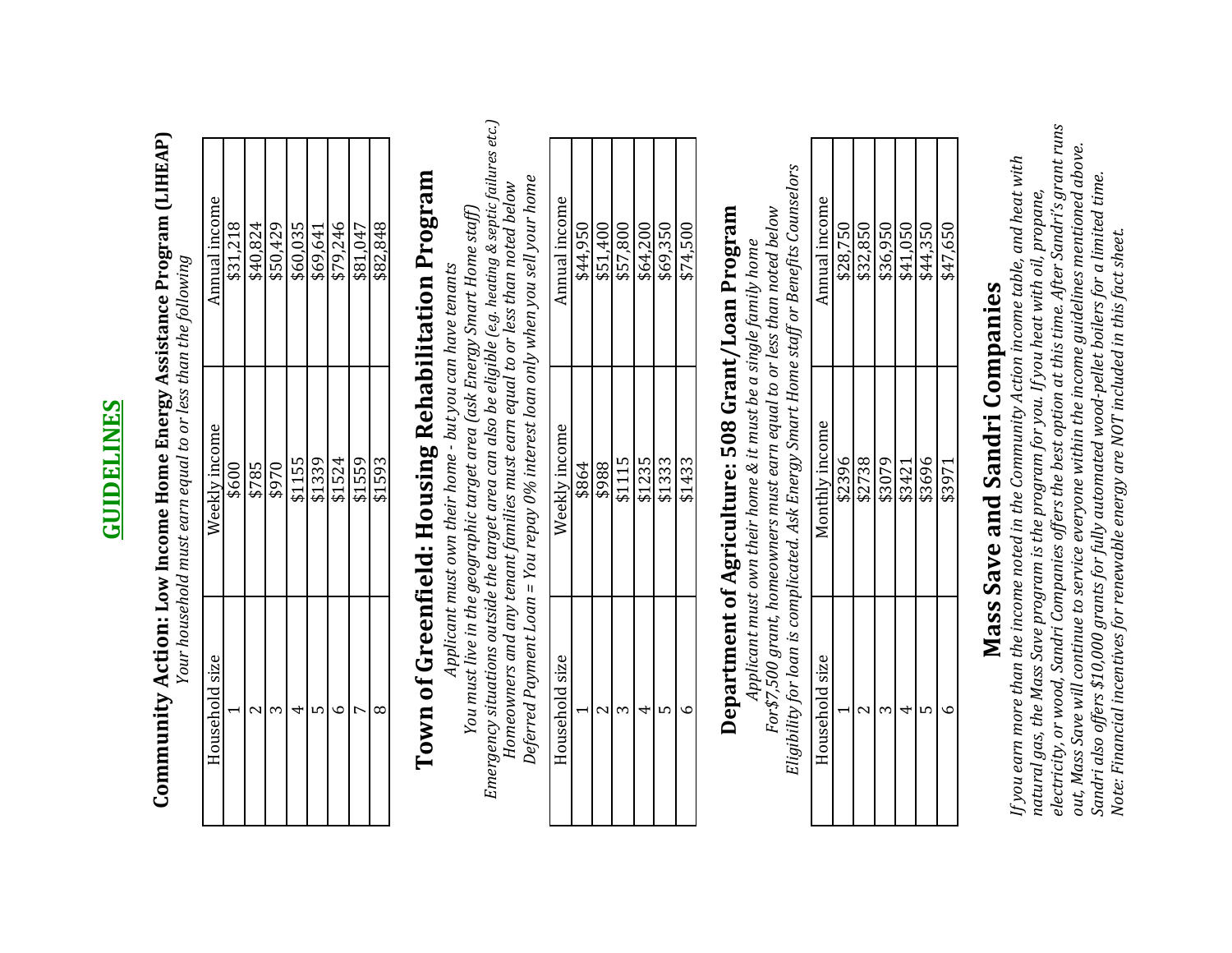# GUIDELINES

## Community Action: Low Income Home Energy Assistance Program (LIHEAP)

*Your household must earn equal to or less than the following*

| Household size | Weekly income | Annual income |
|---|---|---|
| 1 | $600 | $31,218 |
| 2 | $785 | $40,824 |
| 3 | $970 | $50,429 |
| 4 | $1155 | $60,035 |
| 5 | $1339 | $69,641 |
| 6 | $1524 | $79,246 |
| 7 | $1559 | $81,047 |
| 8 | $1593 | $82,848 |

## Town of Greenfield: Housing Rehabilitation Program

*Applicant must own their home - but you can have tenants*
*You must live in the geographic target area (ask Energy Smart Home staff)*
*Emergency situations outside the target area can also be eligible (e.g. heating & septic failures etc.)*
*Homeowners and any tenant families must earn equal to or less than noted below*
*Deferred Payment Loan = You repay 0% interest loan only when you sell your home*

| Household size | Weekly income | Annual income |
|---|---|---|
| 1 | $864 | $44,950 |
| 2 | $988 | $51,400 |
| 3 | $1115 | $57,800 |
| 4 | $1235 | $64,200 |
| 5 | $1333 | $69,350 |
| 6 | $1433 | $74,500 |

## Department of Agriculture: 508 Grant/Loan Program

*Applicant must own their home & it must be a single family home*
*For $7,500 grant, homeowners must earn equal to or less than noted below*
*Eligibility for loan is complicated. Ask Energy Smart Home staff or Benefits Counselors*

| Household size | Monthly income | Annual income |
|---|---|---|
| 1 | $2396 | $28,750 |
| 2 | $2738 | $32,850 |
| 3 | $3079 | $36,950 |
| 4 | $3421 | $41,050 |
| 5 | $3696 | $44,350 |
| 6 | $3971 | $47,650 |

## Mass Save and Sandri Companies

*If you earn more than the income noted in the Community Action income table, and heat with natural gas, the Mass Save program is the program for you. If you heat with oil, propane, electricity, or wood, Sandri Companies offers the best option at this time. After Sandri's grant runs out, Mass Save will continue to service everyone within the income guidelines mentioned above. Sandri also offers $10,000 grants for fully automated wood-pellet boilers for a limited time.*
*Note: Financial incentives for renewable energy are NOT included in this fact sheet.*